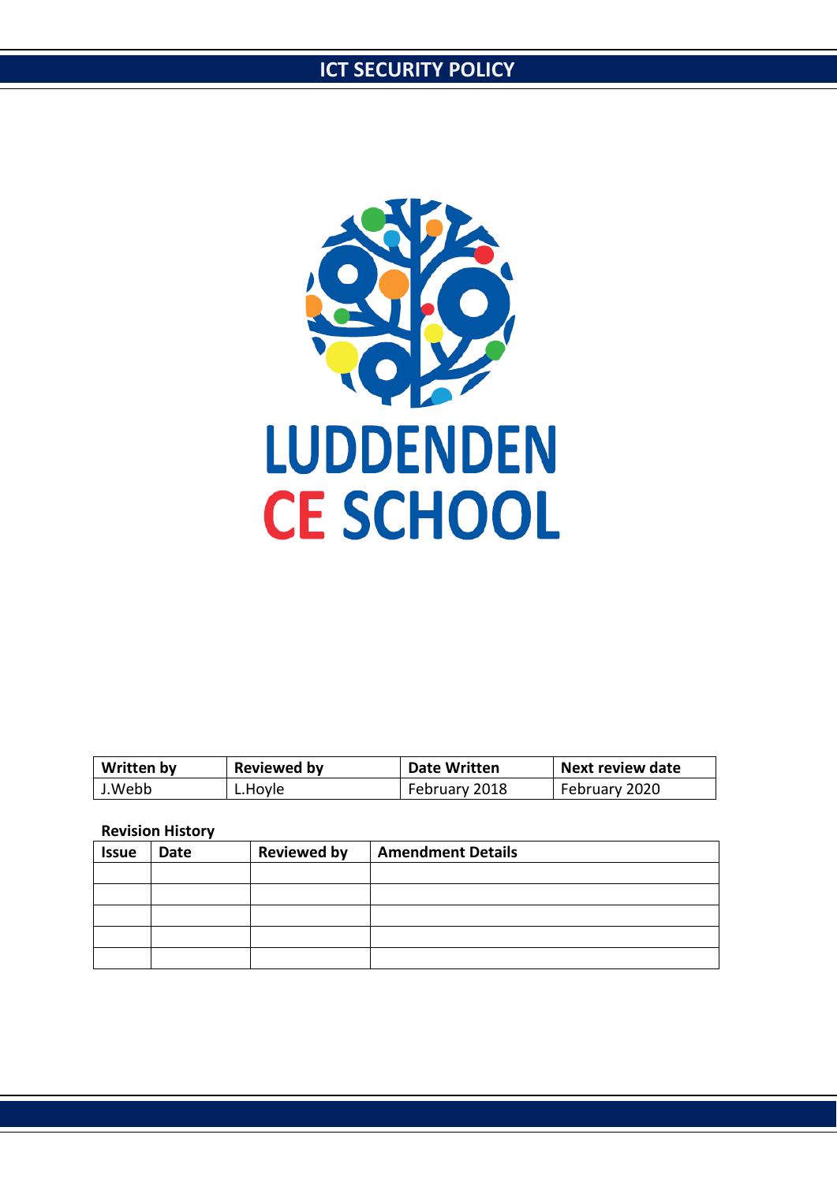# ICT SECURITY POLICY

LUDDENDEN
CE SCHOOL

| Written by | Reviewed by | Date Written | Next review date |
| --- | --- | --- | --- |
| J.Webb | L.Hoyle | February 2018 | February 2020 |

**Revision History**

| Issue | Date | Reviewed by | Amendment Details |
| --- | --- | --- | --- |
| | | | |
| | | | |
| | | | |
| | | | |
| | | | |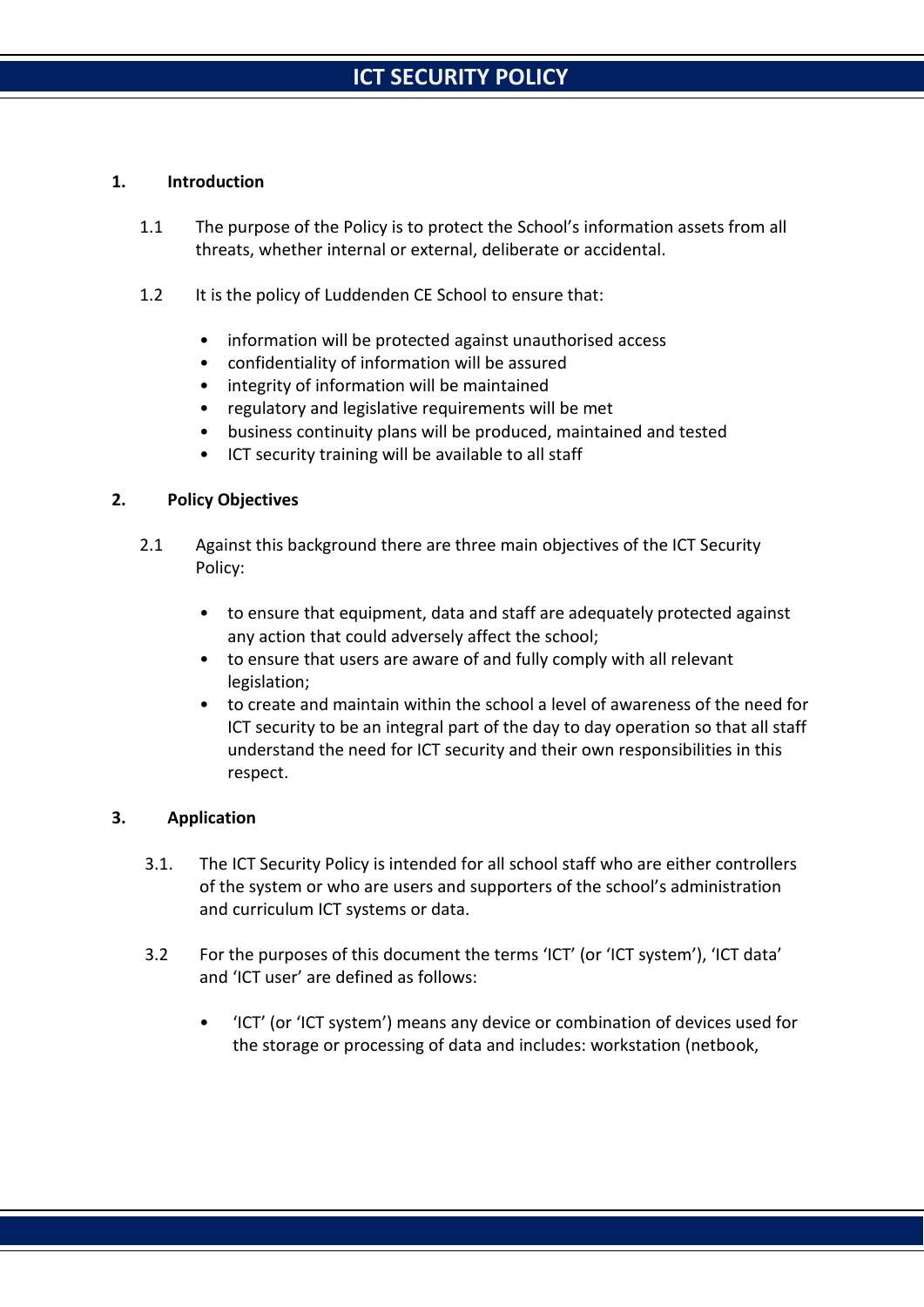## 1. Introduction

1.1 The purpose of the Policy is to protect the School's information assets from all threats, whether internal or external, deliberate or accidental.

1.2 It is the policy of Luddenden CE School to ensure that:

- information will be protected against unauthorised access
- confidentiality of information will be assured
- integrity of information will be maintained
- regulatory and legislative requirements will be met
- business continuity plans will be produced, maintained and tested
- ICT security training will be available to all staff

## 2. Policy Objectives

2.1 Against this background there are three main objectives of the ICT Security Policy:

- to ensure that equipment, data and staff are adequately protected against any action that could adversely affect the school;
- to ensure that users are aware of and fully comply with all relevant legislation;
- to create and maintain within the school a level of awareness of the need for ICT security to be an integral part of the day to day operation so that all staff understand the need for ICT security and their own responsibilities in this respect.

## 3. Application

3.1. The ICT Security Policy is intended for all school staff who are either controllers of the system or who are users and supporters of the school's administration and curriculum ICT systems or data.

3.2 For the purposes of this document the terms 'ICT' (or 'ICT system'), 'ICT data' and 'ICT user' are defined as follows:

- 'ICT' (or 'ICT system') means any device or combination of devices used for the storage or processing of data and includes: workstation (netbook,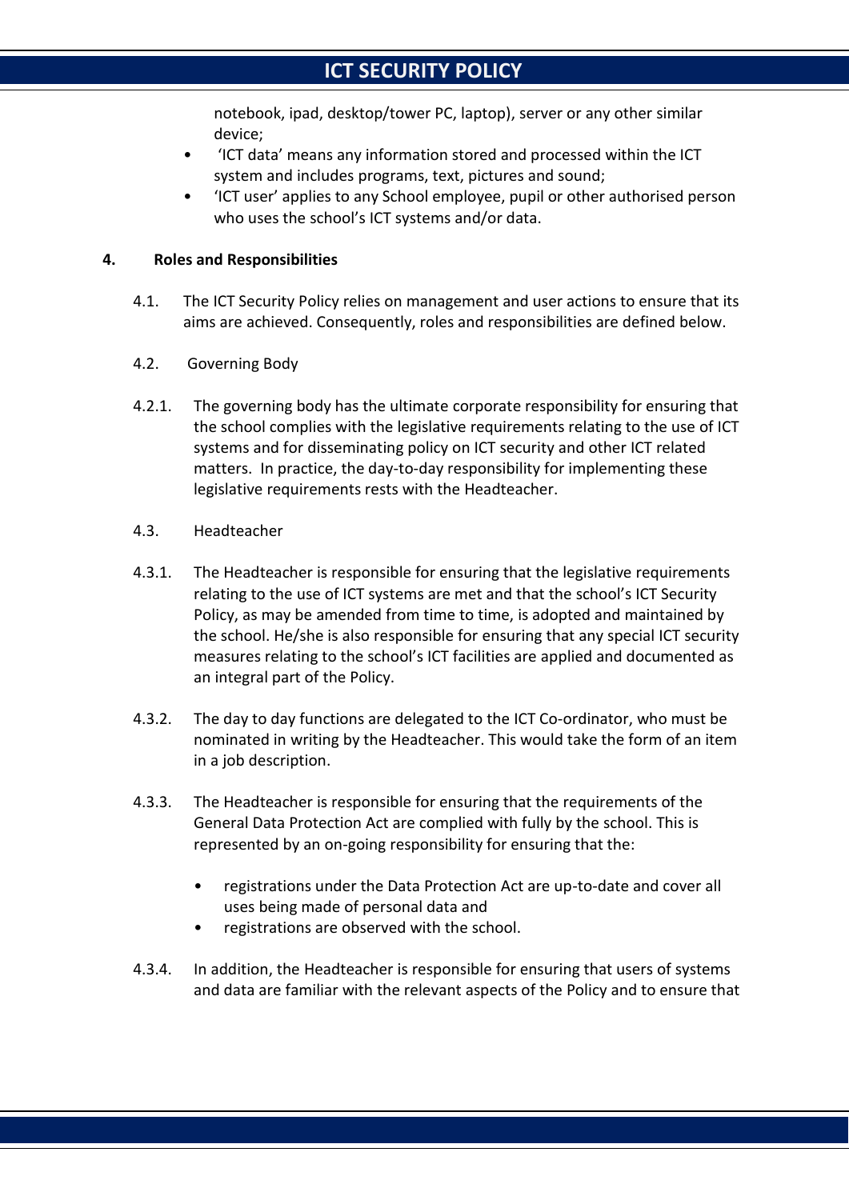notebook, ipad, desktop/tower PC, laptop), server or any other similar device;

- 'ICT data' means any information stored and processed within the ICT system and includes programs, text, pictures and sound;
- 'ICT user' applies to any School employee, pupil or other authorised person who uses the school's ICT systems and/or data.

## 4. Roles and Responsibilities

4.1. The ICT Security Policy relies on management and user actions to ensure that its aims are achieved. Consequently, roles and responsibilities are defined below.

4.2. Governing Body

4.2.1. The governing body has the ultimate corporate responsibility for ensuring that the school complies with the legislative requirements relating to the use of ICT systems and for disseminating policy on ICT security and other ICT related matters. In practice, the day-to-day responsibility for implementing these legislative requirements rests with the Headteacher.

4.3. Headteacher

4.3.1. The Headteacher is responsible for ensuring that the legislative requirements relating to the use of ICT systems are met and that the school's ICT Security Policy, as may be amended from time to time, is adopted and maintained by the school. He/she is also responsible for ensuring that any special ICT security measures relating to the school's ICT facilities are applied and documented as an integral part of the Policy.

4.3.2. The day to day functions are delegated to the ICT Co-ordinator, who must be nominated in writing by the Headteacher. This would take the form of an item in a job description.

4.3.3. The Headteacher is responsible for ensuring that the requirements of the General Data Protection Act are complied with fully by the school. This is represented by an on-going responsibility for ensuring that the:

- registrations under the Data Protection Act are up-to-date and cover all uses being made of personal data and
- registrations are observed with the school.

4.3.4. In addition, the Headteacher is responsible for ensuring that users of systems and data are familiar with the relevant aspects of the Policy and to ensure that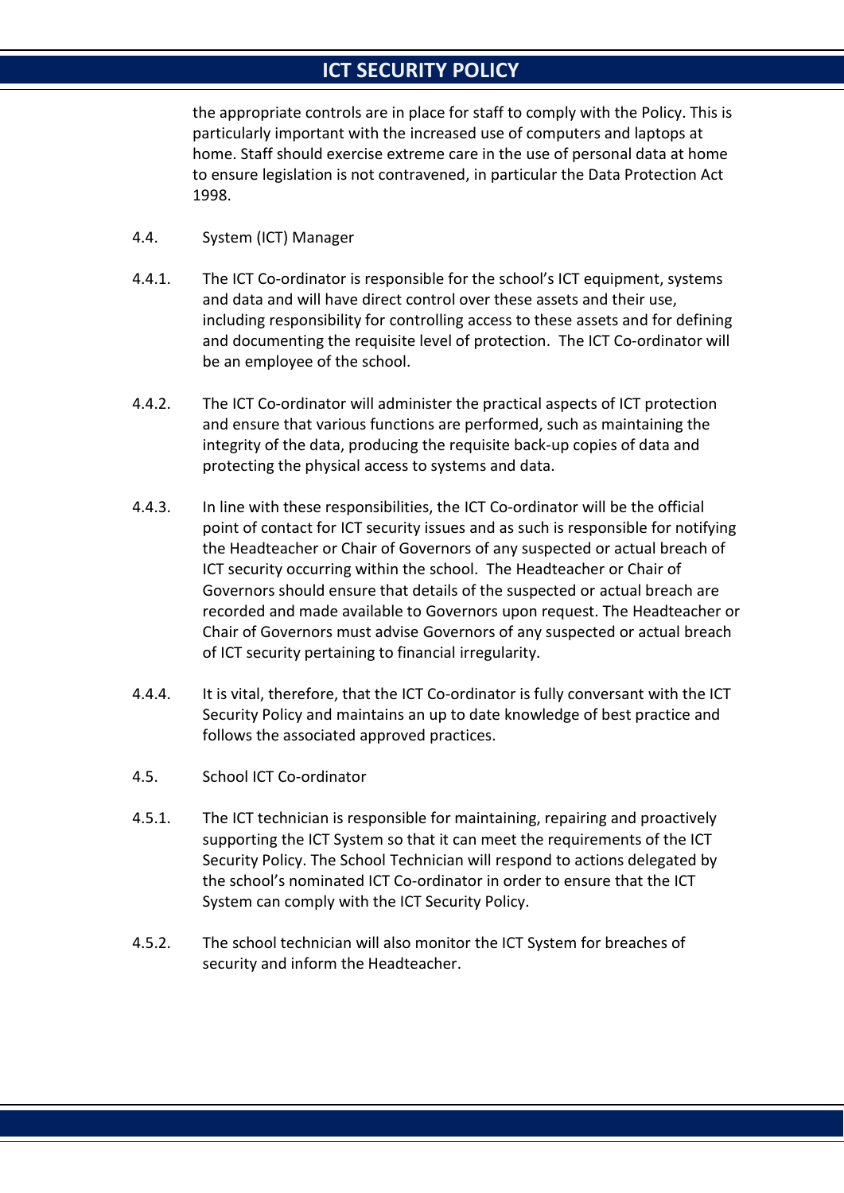the appropriate controls are in place for staff to comply with the Policy. This is particularly important with the increased use of computers and laptops at home. Staff should exercise extreme care in the use of personal data at home to ensure legislation is not contravened, in particular the Data Protection Act 1998.

4.4. System (ICT) Manager

4.4.1. The ICT Co-ordinator is responsible for the school's ICT equipment, systems and data and will have direct control over these assets and their use, including responsibility for controlling access to these assets and for defining and documenting the requisite level of protection. The ICT Co-ordinator will be an employee of the school.

4.4.2. The ICT Co-ordinator will administer the practical aspects of ICT protection and ensure that various functions are performed, such as maintaining the integrity of the data, producing the requisite back-up copies of data and protecting the physical access to systems and data.

4.4.3. In line with these responsibilities, the ICT Co-ordinator will be the official point of contact for ICT security issues and as such is responsible for notifying the Headteacher or Chair of Governors of any suspected or actual breach of ICT security occurring within the school. The Headteacher or Chair of Governors should ensure that details of the suspected or actual breach are recorded and made available to Governors upon request. The Headteacher or Chair of Governors must advise Governors of any suspected or actual breach of ICT security pertaining to financial irregularity.

4.4.4. It is vital, therefore, that the ICT Co-ordinator is fully conversant with the ICT Security Policy and maintains an up to date knowledge of best practice and follows the associated approved practices.

4.5. School ICT Co-ordinator

4.5.1. The ICT technician is responsible for maintaining, repairing and proactively supporting the ICT System so that it can meet the requirements of the ICT Security Policy. The School Technician will respond to actions delegated by the school's nominated ICT Co-ordinator in order to ensure that the ICT System can comply with the ICT Security Policy.

4.5.2. The school technician will also monitor the ICT System for breaches of security and inform the Headteacher.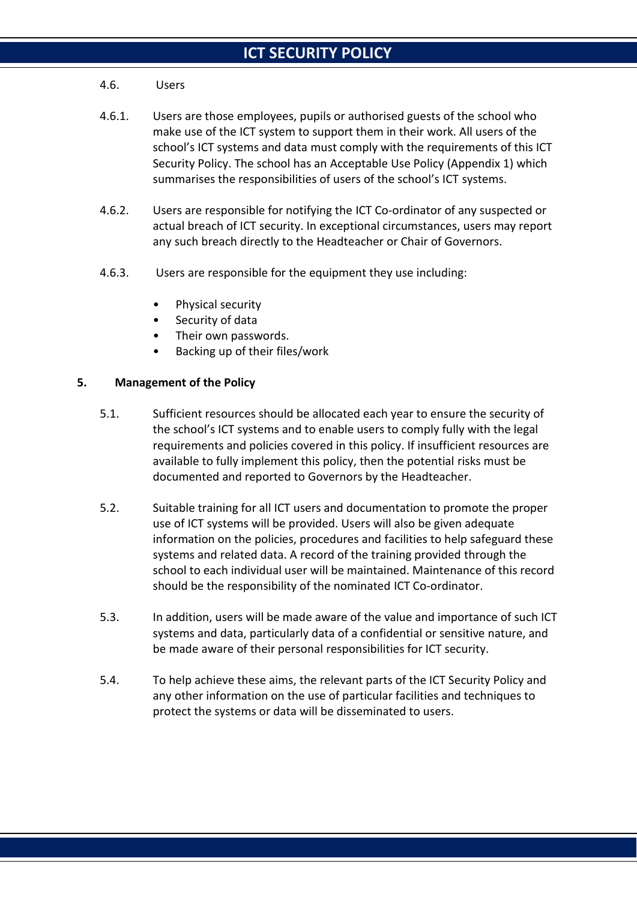4.6. Users

4.6.1. Users are those employees, pupils or authorised guests of the school who make use of the ICT system to support them in their work. All users of the school's ICT systems and data must comply with the requirements of this ICT Security Policy. The school has an Acceptable Use Policy (Appendix 1) which summarises the responsibilities of users of the school's ICT systems.

4.6.2. Users are responsible for notifying the ICT Co-ordinator of any suspected or actual breach of ICT security. In exceptional circumstances, users may report any such breach directly to the Headteacher or Chair of Governors.

4.6.3. Users are responsible for the equipment they use including:

- Physical security
- Security of data
- Their own passwords.
- Backing up of their files/work

## 5. Management of the Policy

5.1. Sufficient resources should be allocated each year to ensure the security of the school's ICT systems and to enable users to comply fully with the legal requirements and policies covered in this policy. If insufficient resources are available to fully implement this policy, then the potential risks must be documented and reported to Governors by the Headteacher.

5.2. Suitable training for all ICT users and documentation to promote the proper use of ICT systems will be provided. Users will also be given adequate information on the policies, procedures and facilities to help safeguard these systems and related data. A record of the training provided through the school to each individual user will be maintained. Maintenance of this record should be the responsibility of the nominated ICT Co-ordinator.

5.3. In addition, users will be made aware of the value and importance of such ICT systems and data, particularly data of a confidential or sensitive nature, and be made aware of their personal responsibilities for ICT security.

5.4. To help achieve these aims, the relevant parts of the ICT Security Policy and any other information on the use of particular facilities and techniques to protect the systems or data will be disseminated to users.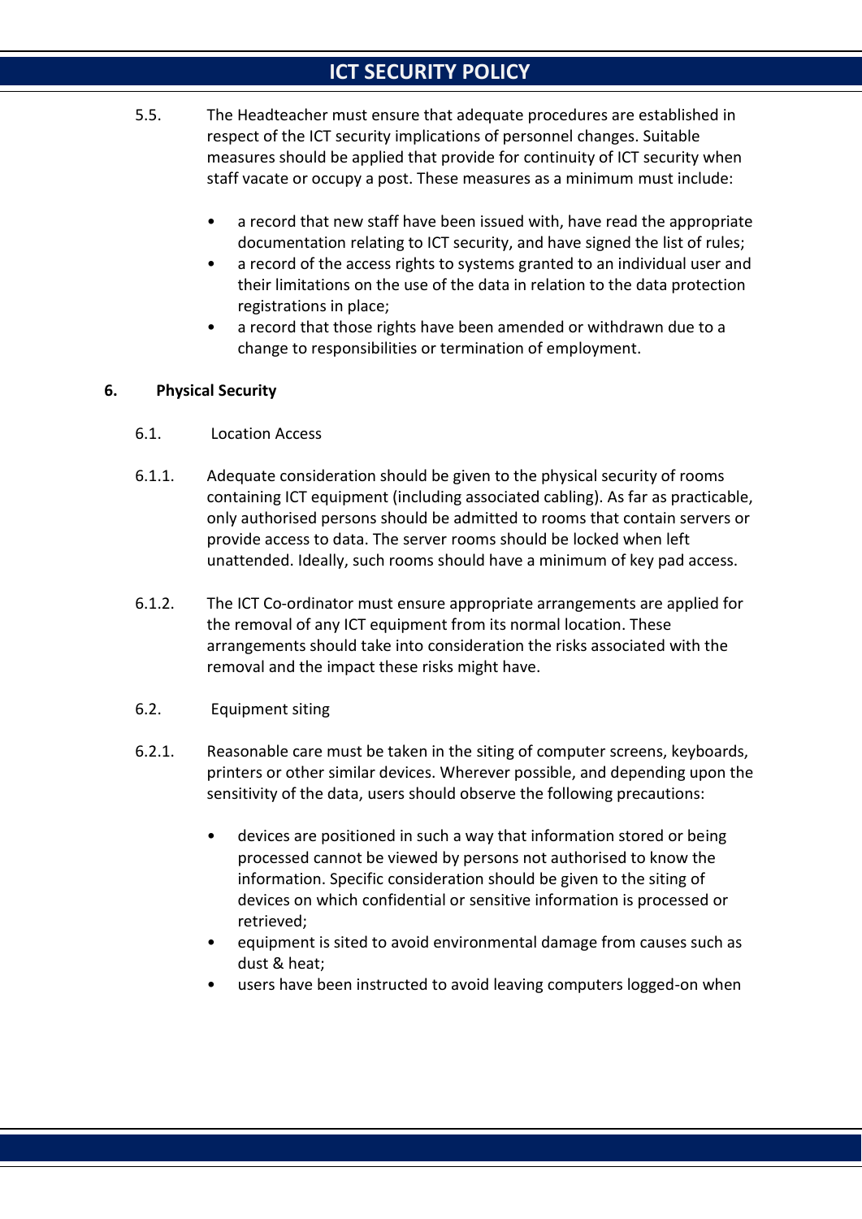5.5. The Headteacher must ensure that adequate procedures are established in respect of the ICT security implications of personnel changes. Suitable measures should be applied that provide for continuity of ICT security when staff vacate or occupy a post. These measures as a minimum must include:

- a record that new staff have been issued with, have read the appropriate documentation relating to ICT security, and have signed the list of rules;
- a record of the access rights to systems granted to an individual user and their limitations on the use of the data in relation to the data protection registrations in place;
- a record that those rights have been amended or withdrawn due to a change to responsibilities or termination of employment.

## 6. Physical Security

6.1. Location Access

6.1.1. Adequate consideration should be given to the physical security of rooms containing ICT equipment (including associated cabling). As far as practicable, only authorised persons should be admitted to rooms that contain servers or provide access to data. The server rooms should be locked when left unattended. Ideally, such rooms should have a minimum of key pad access.

6.1.2. The ICT Co-ordinator must ensure appropriate arrangements are applied for the removal of any ICT equipment from its normal location. These arrangements should take into consideration the risks associated with the removal and the impact these risks might have.

6.2. Equipment siting

6.2.1. Reasonable care must be taken in the siting of computer screens, keyboards, printers or other similar devices. Wherever possible, and depending upon the sensitivity of the data, users should observe the following precautions:

- devices are positioned in such a way that information stored or being processed cannot be viewed by persons not authorised to know the information. Specific consideration should be given to the siting of devices on which confidential or sensitive information is processed or retrieved;
- equipment is sited to avoid environmental damage from causes such as dust & heat;
- users have been instructed to avoid leaving computers logged-on when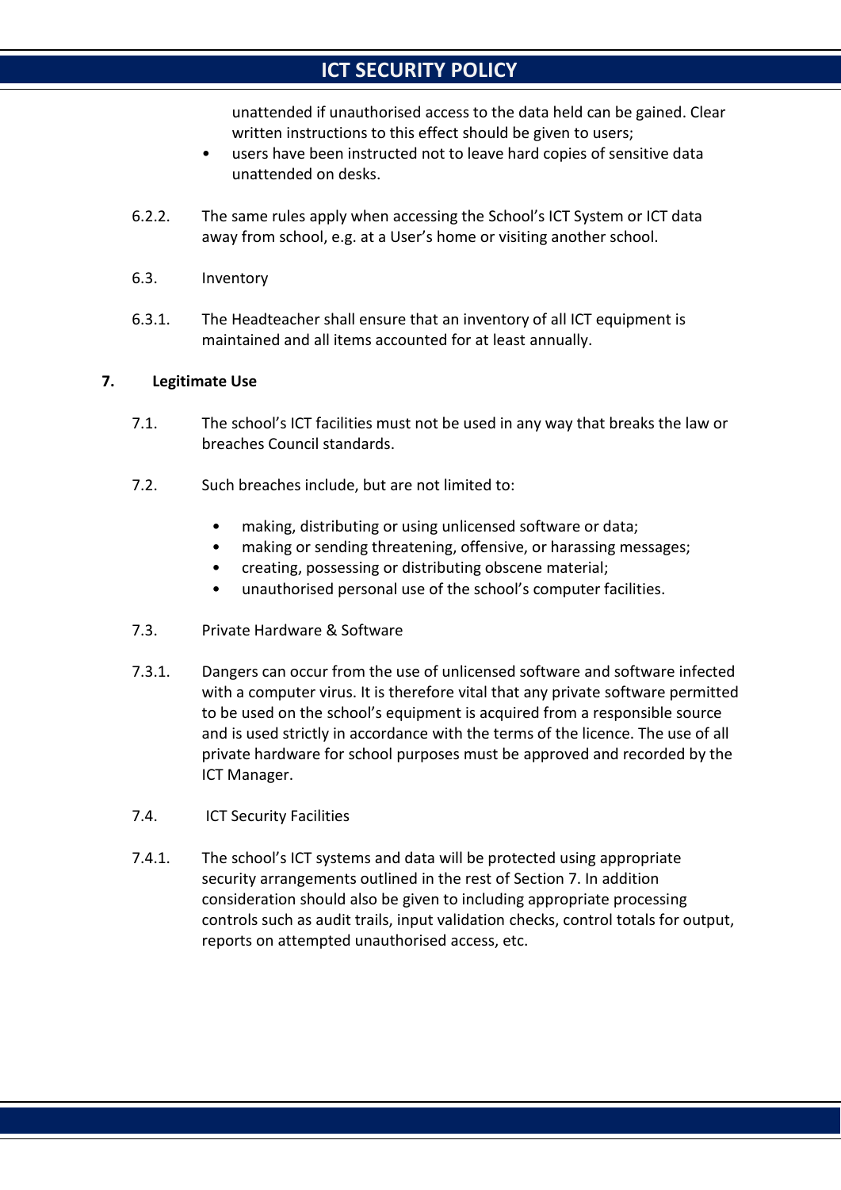unattended if unauthorised access to the data held can be gained. Clear written instructions to this effect should be given to users;

- users have been instructed not to leave hard copies of sensitive data unattended on desks.

6.2.2. The same rules apply when accessing the School's ICT System or ICT data away from school, e.g. at a User's home or visiting another school.

6.3. Inventory

6.3.1. The Headteacher shall ensure that an inventory of all ICT equipment is maintained and all items accounted for at least annually.

## 7. Legitimate Use

7.1. The school's ICT facilities must not be used in any way that breaks the law or breaches Council standards.

7.2. Such breaches include, but are not limited to:

- making, distributing or using unlicensed software or data;
- making or sending threatening, offensive, or harassing messages;
- creating, possessing or distributing obscene material;
- unauthorised personal use of the school's computer facilities.

7.3. Private Hardware & Software

7.3.1. Dangers can occur from the use of unlicensed software and software infected with a computer virus. It is therefore vital that any private software permitted to be used on the school's equipment is acquired from a responsible source and is used strictly in accordance with the terms of the licence. The use of all private hardware for school purposes must be approved and recorded by the ICT Manager.

7.4. ICT Security Facilities

7.4.1. The school's ICT systems and data will be protected using appropriate security arrangements outlined in the rest of Section 7. In addition consideration should also be given to including appropriate processing controls such as audit trails, input validation checks, control totals for output, reports on attempted unauthorised access, etc.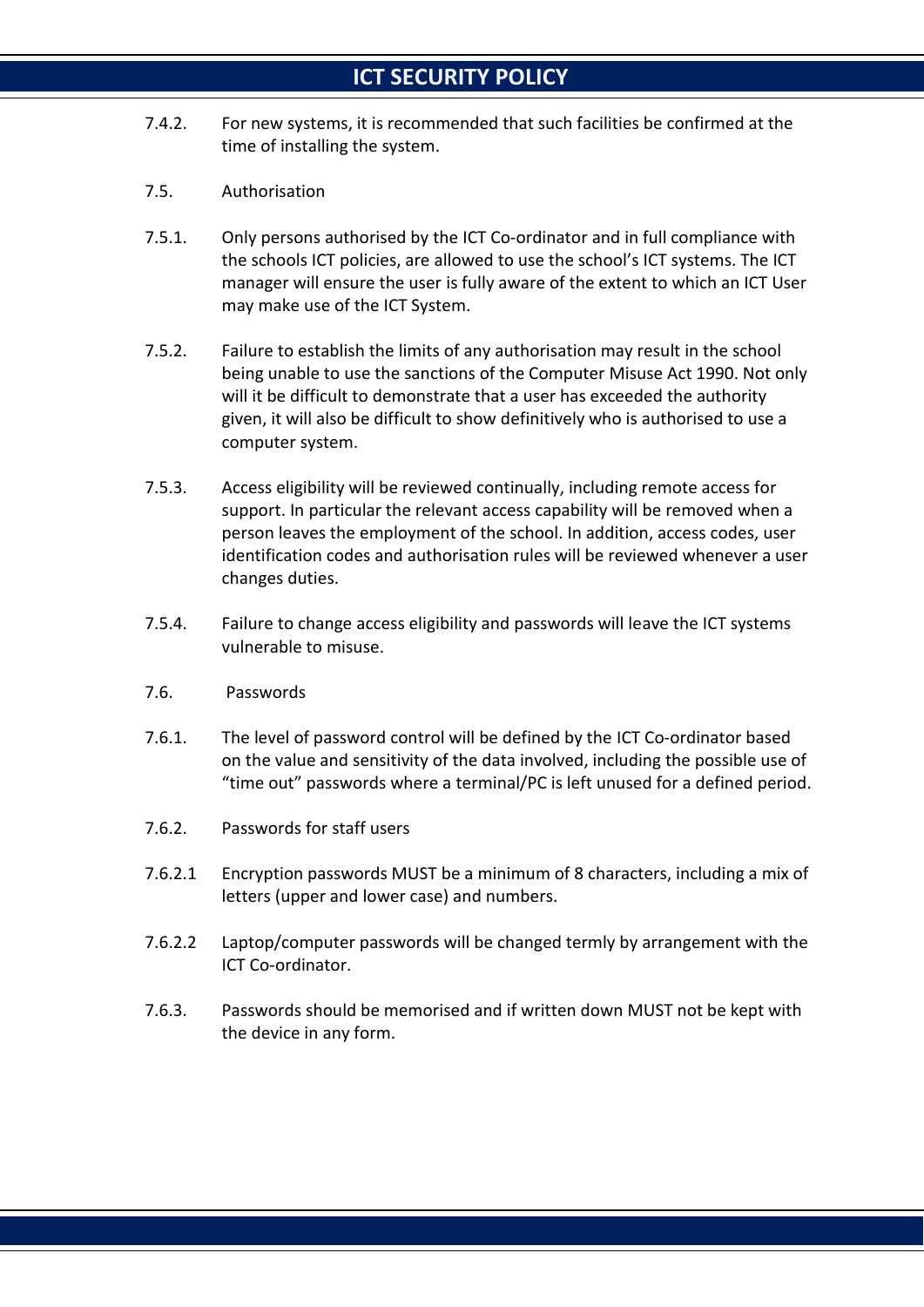7.4.2. For new systems, it is recommended that such facilities be confirmed at the time of installing the system.

7.5. Authorisation

7.5.1. Only persons authorised by the ICT Co-ordinator and in full compliance with the schools ICT policies, are allowed to use the school's ICT systems. The ICT manager will ensure the user is fully aware of the extent to which an ICT User may make use of the ICT System.

7.5.2. Failure to establish the limits of any authorisation may result in the school being unable to use the sanctions of the Computer Misuse Act 1990. Not only will it be difficult to demonstrate that a user has exceeded the authority given, it will also be difficult to show definitively who is authorised to use a computer system.

7.5.3. Access eligibility will be reviewed continually, including remote access for support. In particular the relevant access capability will be removed when a person leaves the employment of the school. In addition, access codes, user identification codes and authorisation rules will be reviewed whenever a user changes duties.

7.5.4. Failure to change access eligibility and passwords will leave the ICT systems vulnerable to misuse.

7.6. Passwords

7.6.1. The level of password control will be defined by the ICT Co-ordinator based on the value and sensitivity of the data involved, including the possible use of "time out" passwords where a terminal/PC is left unused for a defined period.

7.6.2. Passwords for staff users

7.6.2.1 Encryption passwords MUST be a minimum of 8 characters, including a mix of letters (upper and lower case) and numbers.

7.6.2.2 Laptop/computer passwords will be changed termly by arrangement with the ICT Co-ordinator.

7.6.3. Passwords should be memorised and if written down MUST not be kept with the device in any form.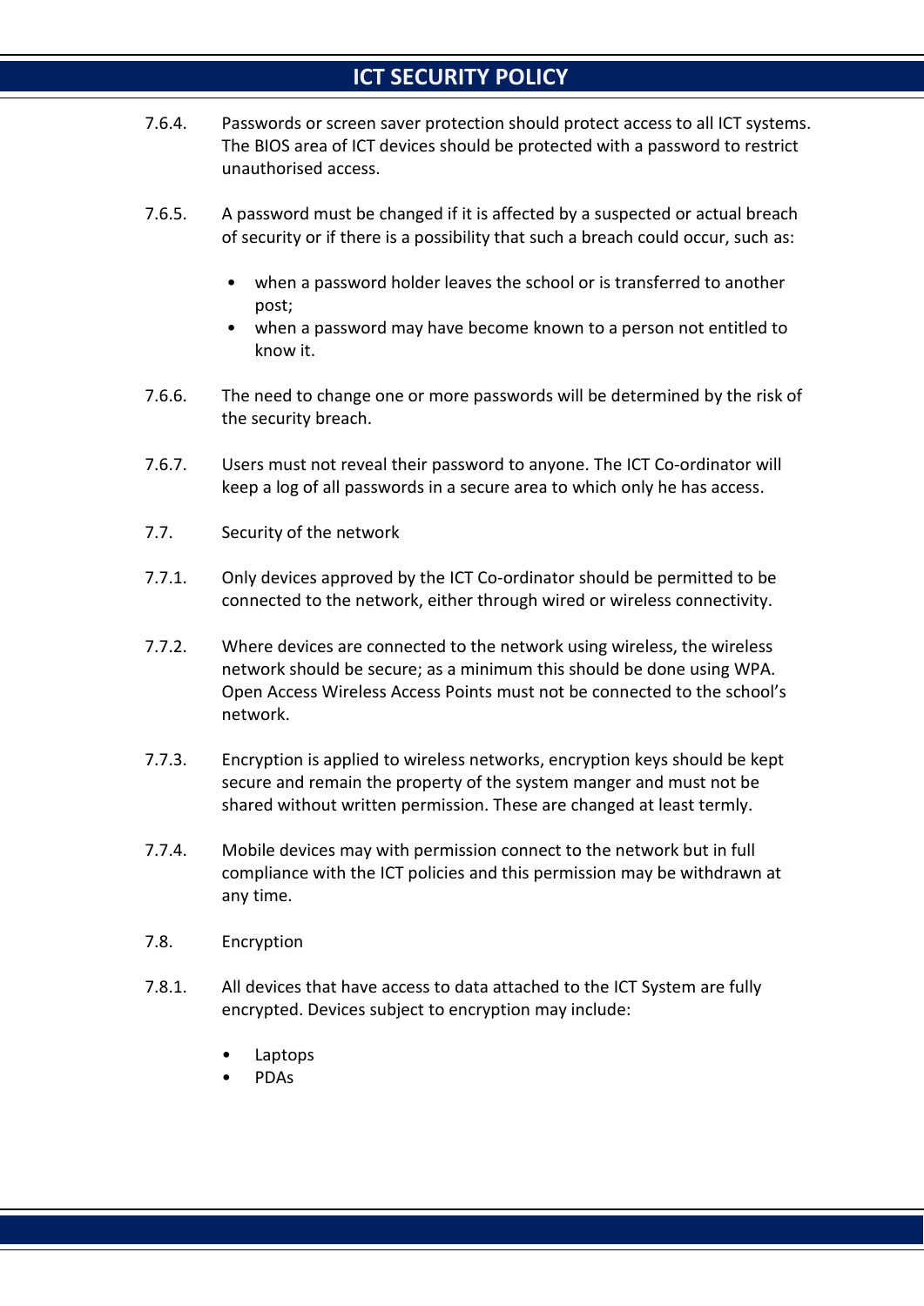7.6.4. Passwords or screen saver protection should protect access to all ICT systems. The BIOS area of ICT devices should be protected with a password to restrict unauthorised access.

7.6.5. A password must be changed if it is affected by a suspected or actual breach of security or if there is a possibility that such a breach could occur, such as:

- when a password holder leaves the school or is transferred to another post;
- when a password may have become known to a person not entitled to know it.

7.6.6. The need to change one or more passwords will be determined by the risk of the security breach.

7.6.7. Users must not reveal their password to anyone. The ICT Co-ordinator will keep a log of all passwords in a secure area to which only he has access.

7.7. Security of the network

7.7.1. Only devices approved by the ICT Co-ordinator should be permitted to be connected to the network, either through wired or wireless connectivity.

7.7.2. Where devices are connected to the network using wireless, the wireless network should be secure; as a minimum this should be done using WPA. Open Access Wireless Access Points must not be connected to the school's network.

7.7.3. Encryption is applied to wireless networks, encryption keys should be kept secure and remain the property of the system manger and must not be shared without written permission. These are changed at least termly.

7.7.4. Mobile devices may with permission connect to the network but in full compliance with the ICT policies and this permission may be withdrawn at any time.

7.8. Encryption

7.8.1. All devices that have access to data attached to the ICT System are fully encrypted. Devices subject to encryption may include:

- Laptops
- PDAs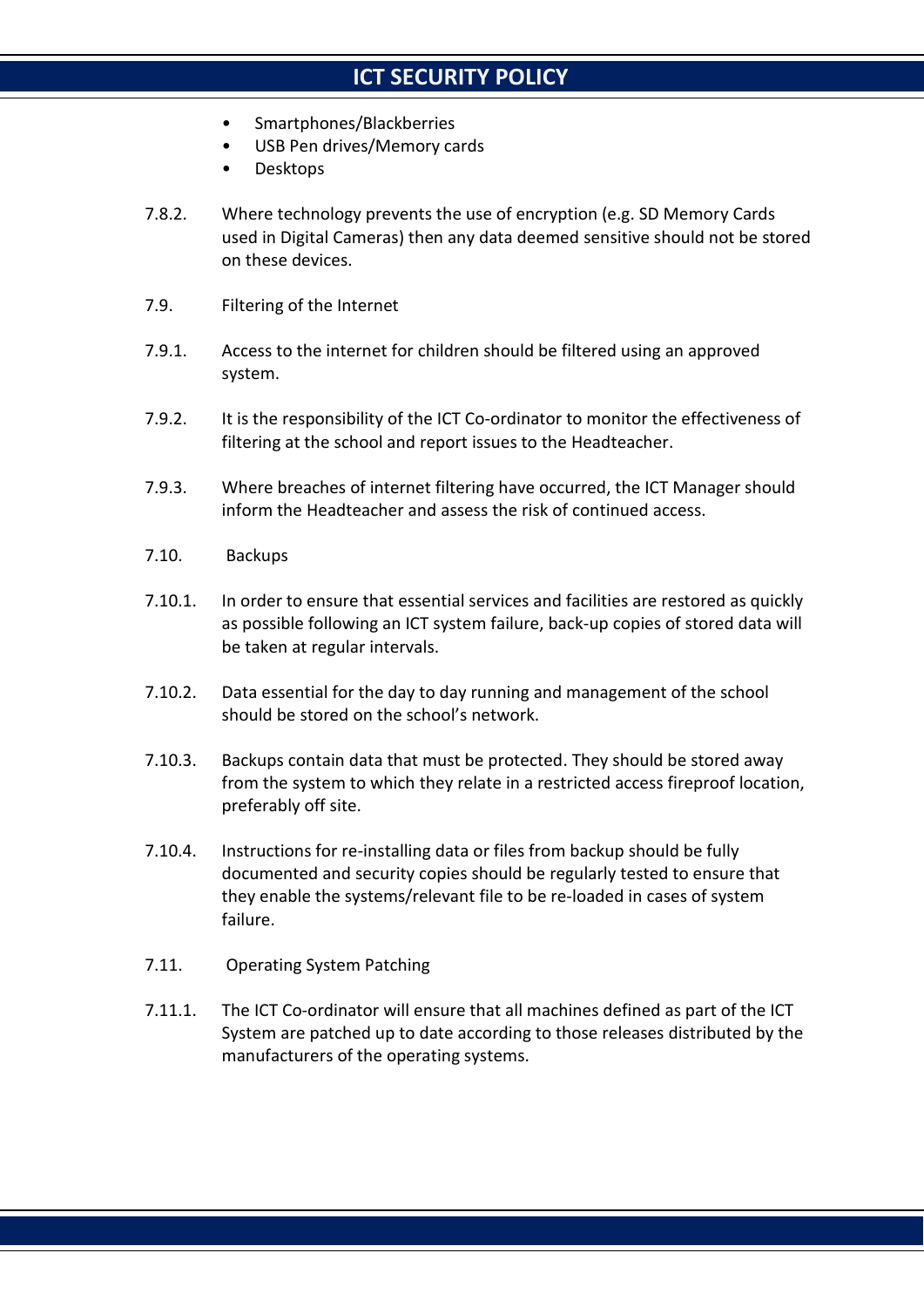- Smartphones/Blackberries
- USB Pen drives/Memory cards
- Desktops

7.8.2. Where technology prevents the use of encryption (e.g. SD Memory Cards used in Digital Cameras) then any data deemed sensitive should not be stored on these devices.

7.9. Filtering of the Internet

7.9.1. Access to the internet for children should be filtered using an approved system.

7.9.2. It is the responsibility of the ICT Co-ordinator to monitor the effectiveness of filtering at the school and report issues to the Headteacher.

7.9.3. Where breaches of internet filtering have occurred, the ICT Manager should inform the Headteacher and assess the risk of continued access.

7.10. Backups

7.10.1. In order to ensure that essential services and facilities are restored as quickly as possible following an ICT system failure, back-up copies of stored data will be taken at regular intervals.

7.10.2. Data essential for the day to day running and management of the school should be stored on the school's network.

7.10.3. Backups contain data that must be protected. They should be stored away from the system to which they relate in a restricted access fireproof location, preferably off site.

7.10.4. Instructions for re-installing data or files from backup should be fully documented and security copies should be regularly tested to ensure that they enable the systems/relevant file to be re-loaded in cases of system failure.

7.11. Operating System Patching

7.11.1. The ICT Co-ordinator will ensure that all machines defined as part of the ICT System are patched up to date according to those releases distributed by the manufacturers of the operating systems.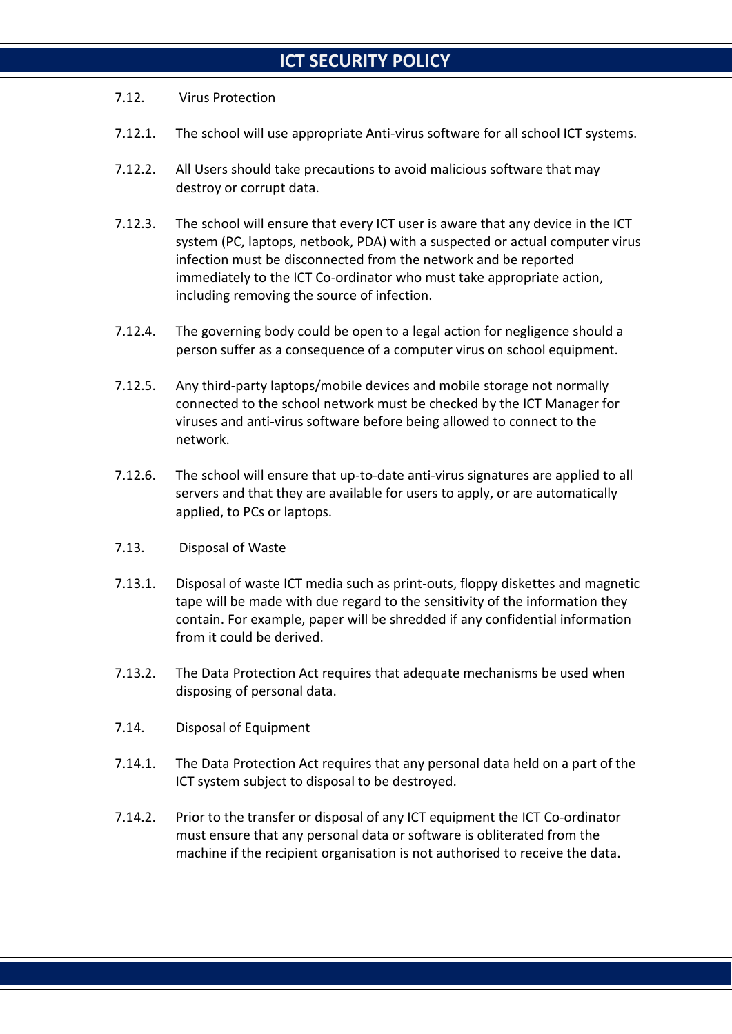7.12. Virus Protection

7.12.1. The school will use appropriate Anti-virus software for all school ICT systems.

7.12.2. All Users should take precautions to avoid malicious software that may destroy or corrupt data.

7.12.3. The school will ensure that every ICT user is aware that any device in the ICT system (PC, laptops, netbook, PDA) with a suspected or actual computer virus infection must be disconnected from the network and be reported immediately to the ICT Co-ordinator who must take appropriate action, including removing the source of infection.

7.12.4. The governing body could be open to a legal action for negligence should a person suffer as a consequence of a computer virus on school equipment.

7.12.5. Any third-party laptops/mobile devices and mobile storage not normally connected to the school network must be checked by the ICT Manager for viruses and anti-virus software before being allowed to connect to the network.

7.12.6. The school will ensure that up-to-date anti-virus signatures are applied to all servers and that they are available for users to apply, or are automatically applied, to PCs or laptops.

7.13. Disposal of Waste

7.13.1. Disposal of waste ICT media such as print-outs, floppy diskettes and magnetic tape will be made with due regard to the sensitivity of the information they contain. For example, paper will be shredded if any confidential information from it could be derived.

7.13.2. The Data Protection Act requires that adequate mechanisms be used when disposing of personal data.

7.14. Disposal of Equipment

7.14.1. The Data Protection Act requires that any personal data held on a part of the ICT system subject to disposal to be destroyed.

7.14.2. Prior to the transfer or disposal of any ICT equipment the ICT Co-ordinator must ensure that any personal data or software is obliterated from the machine if the recipient organisation is not authorised to receive the data.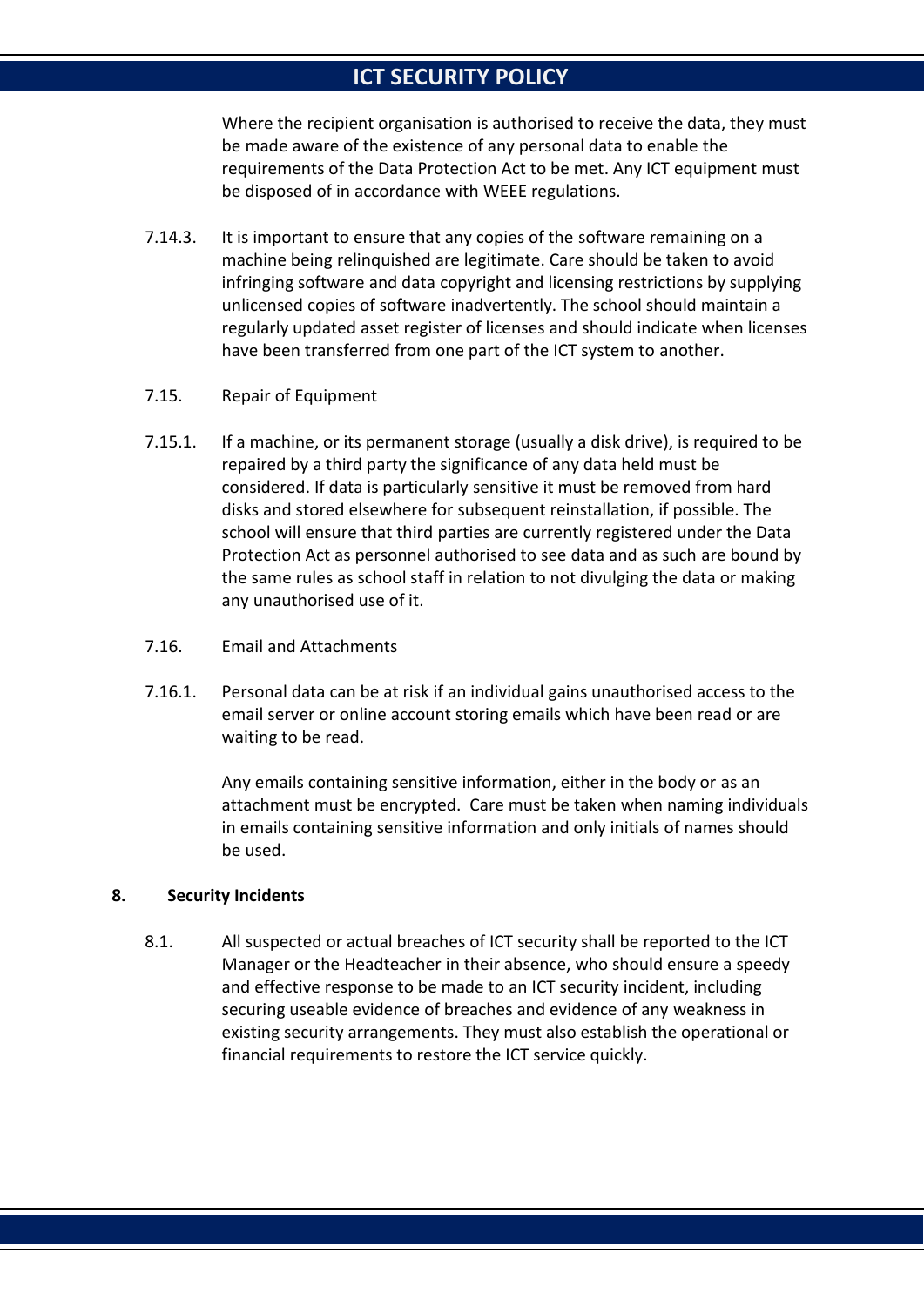Where the recipient organisation is authorised to receive the data, they must be made aware of the existence of any personal data to enable the requirements of the Data Protection Act to be met. Any ICT equipment must be disposed of in accordance with WEEE regulations.

7.14.3. It is important to ensure that any copies of the software remaining on a machine being relinquished are legitimate. Care should be taken to avoid infringing software and data copyright and licensing restrictions by supplying unlicensed copies of software inadvertently. The school should maintain a regularly updated asset register of licenses and should indicate when licenses have been transferred from one part of the ICT system to another.

7.15. Repair of Equipment

7.15.1. If a machine, or its permanent storage (usually a disk drive), is required to be repaired by a third party the significance of any data held must be considered. If data is particularly sensitive it must be removed from hard disks and stored elsewhere for subsequent reinstallation, if possible. The school will ensure that third parties are currently registered under the Data Protection Act as personnel authorised to see data and as such are bound by the same rules as school staff in relation to not divulging the data or making any unauthorised use of it.

7.16. Email and Attachments

7.16.1. Personal data can be at risk if an individual gains unauthorised access to the email server or online account storing emails which have been read or are waiting to be read.

Any emails containing sensitive information, either in the body or as an attachment must be encrypted. Care must be taken when naming individuals in emails containing sensitive information and only initials of names should be used.

## 8. Security Incidents

8.1. All suspected or actual breaches of ICT security shall be reported to the ICT Manager or the Headteacher in their absence, who should ensure a speedy and effective response to be made to an ICT security incident, including securing useable evidence of breaches and evidence of any weakness in existing security arrangements. They must also establish the operational or financial requirements to restore the ICT service quickly.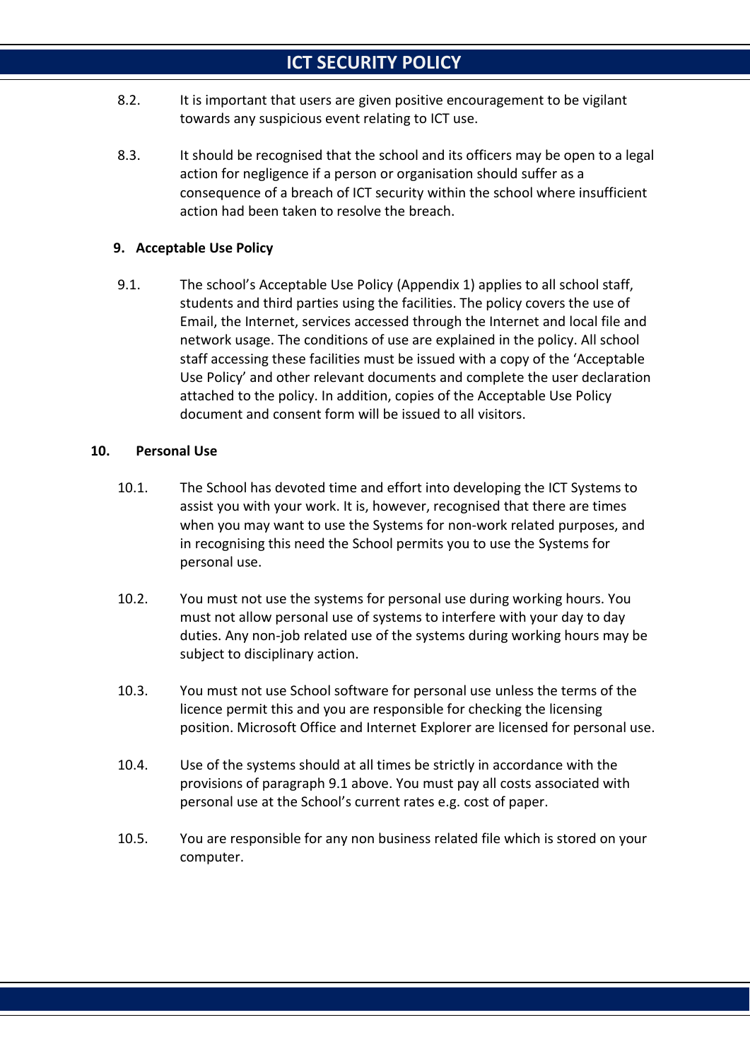8.2. It is important that users are given positive encouragement to be vigilant towards any suspicious event relating to ICT use.

8.3. It should be recognised that the school and its officers may be open to a legal action for negligence if a person or organisation should suffer as a consequence of a breach of ICT security within the school where insufficient action had been taken to resolve the breach.

## 9. Acceptable Use Policy

9.1. The school's Acceptable Use Policy (Appendix 1) applies to all school staff, students and third parties using the facilities. The policy covers the use of Email, the Internet, services accessed through the Internet and local file and network usage. The conditions of use are explained in the policy. All school staff accessing these facilities must be issued with a copy of the 'Acceptable Use Policy' and other relevant documents and complete the user declaration attached to the policy. In addition, copies of the Acceptable Use Policy document and consent form will be issued to all visitors.

## 10. Personal Use

10.1. The School has devoted time and effort into developing the ICT Systems to assist you with your work. It is, however, recognised that there are times when you may want to use the Systems for non-work related purposes, and in recognising this need the School permits you to use the Systems for personal use.

10.2. You must not use the systems for personal use during working hours. You must not allow personal use of systems to interfere with your day to day duties. Any non-job related use of the systems during working hours may be subject to disciplinary action.

10.3. You must not use School software for personal use unless the terms of the licence permit this and you are responsible for checking the licensing position. Microsoft Office and Internet Explorer are licensed for personal use.

10.4. Use of the systems should at all times be strictly in accordance with the provisions of paragraph 9.1 above. You must pay all costs associated with personal use at the School's current rates e.g. cost of paper.

10.5. You are responsible for any non business related file which is stored on your computer.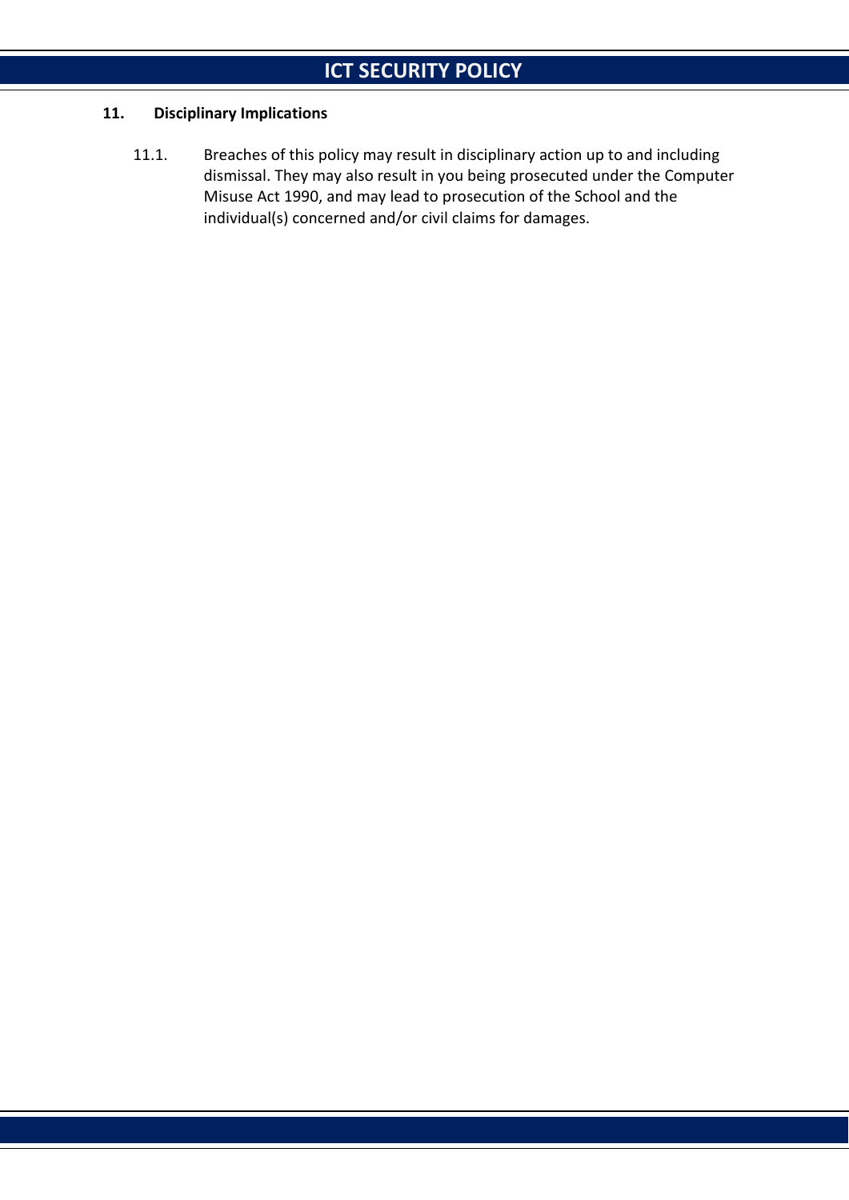## 11. Disciplinary Implications

11.1. Breaches of this policy may result in disciplinary action up to and including dismissal. They may also result in you being prosecuted under the Computer Misuse Act 1990, and may lead to prosecution of the School and the individual(s) concerned and/or civil claims for damages.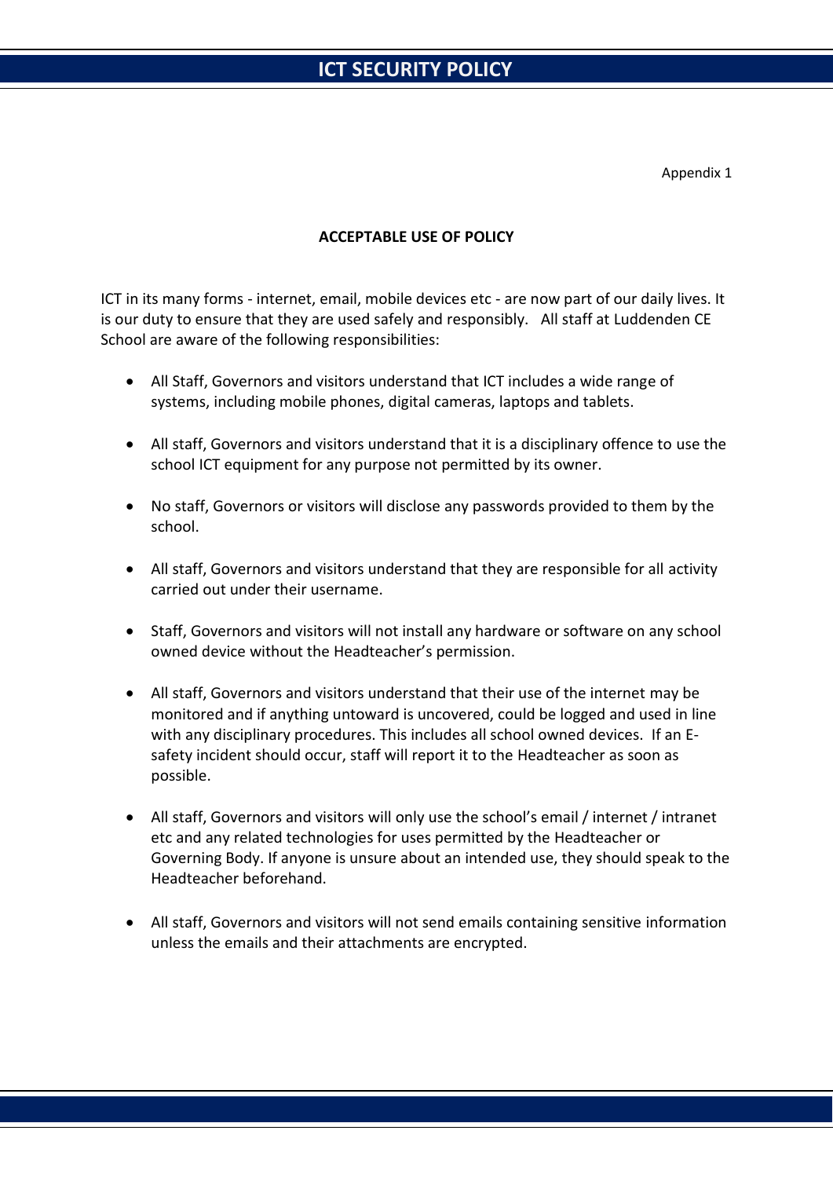Appendix 1

**ACCEPTABLE USE OF POLICY**

ICT in its many forms - internet, email, mobile devices etc - are now part of our daily lives. It is our duty to ensure that they are used safely and responsibly. All staff at Luddenden CE School are aware of the following responsibilities:

- All Staff, Governors and visitors understand that ICT includes a wide range of systems, including mobile phones, digital cameras, laptops and tablets.

- All staff, Governors and visitors understand that it is a disciplinary offence to use the school ICT equipment for any purpose not permitted by its owner.

- No staff, Governors or visitors will disclose any passwords provided to them by the school.

- All staff, Governors and visitors understand that they are responsible for all activity carried out under their username.

- Staff, Governors and visitors will not install any hardware or software on any school owned device without the Headteacher's permission.

- All staff, Governors and visitors understand that their use of the internet may be monitored and if anything untoward is uncovered, could be logged and used in line with any disciplinary procedures. This includes all school owned devices. If an E-safety incident should occur, staff will report it to the Headteacher as soon as possible.

- All staff, Governors and visitors will only use the school's email / internet / intranet etc and any related technologies for uses permitted by the Headteacher or Governing Body. If anyone is unsure about an intended use, they should speak to the Headteacher beforehand.

- All staff, Governors and visitors will not send emails containing sensitive information unless the emails and their attachments are encrypted.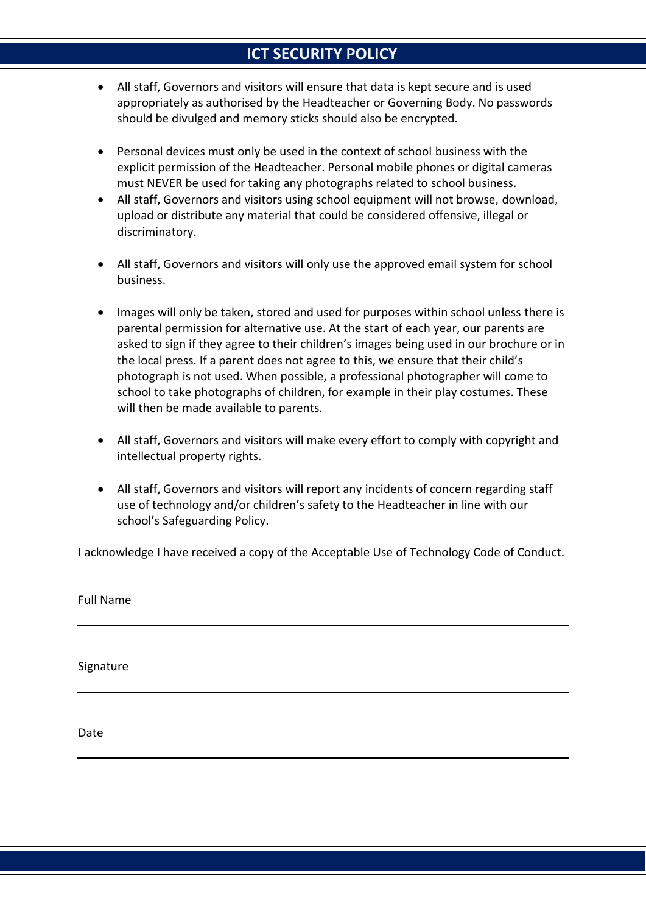- All staff, Governors and visitors will ensure that data is kept secure and is used appropriately as authorised by the Headteacher or Governing Body. No passwords should be divulged and memory sticks should also be encrypted.

- Personal devices must only be used in the context of school business with the explicit permission of the Headteacher. Personal mobile phones or digital cameras must NEVER be used for taking any photographs related to school business.
- All staff, Governors and visitors using school equipment will not browse, download, upload or distribute any material that could be considered offensive, illegal or discriminatory.

- All staff, Governors and visitors will only use the approved email system for school business.

- Images will only be taken, stored and used for purposes within school unless there is parental permission for alternative use. At the start of each year, our parents are asked to sign if they agree to their children's images being used in our brochure or in the local press. If a parent does not agree to this, we ensure that their child's photograph is not used. When possible, a professional photographer will come to school to take photographs of children, for example in their play costumes. These will then be made available to parents.

- All staff, Governors and visitors will make every effort to comply with copyright and intellectual property rights.

- All staff, Governors and visitors will report any incidents of concern regarding staff use of technology and/or children's safety to the Headteacher in line with our school's Safeguarding Policy.

I acknowledge I have received a copy of the Acceptable Use of Technology Code of Conduct.

Full Name

---

Signature

---

Date

---